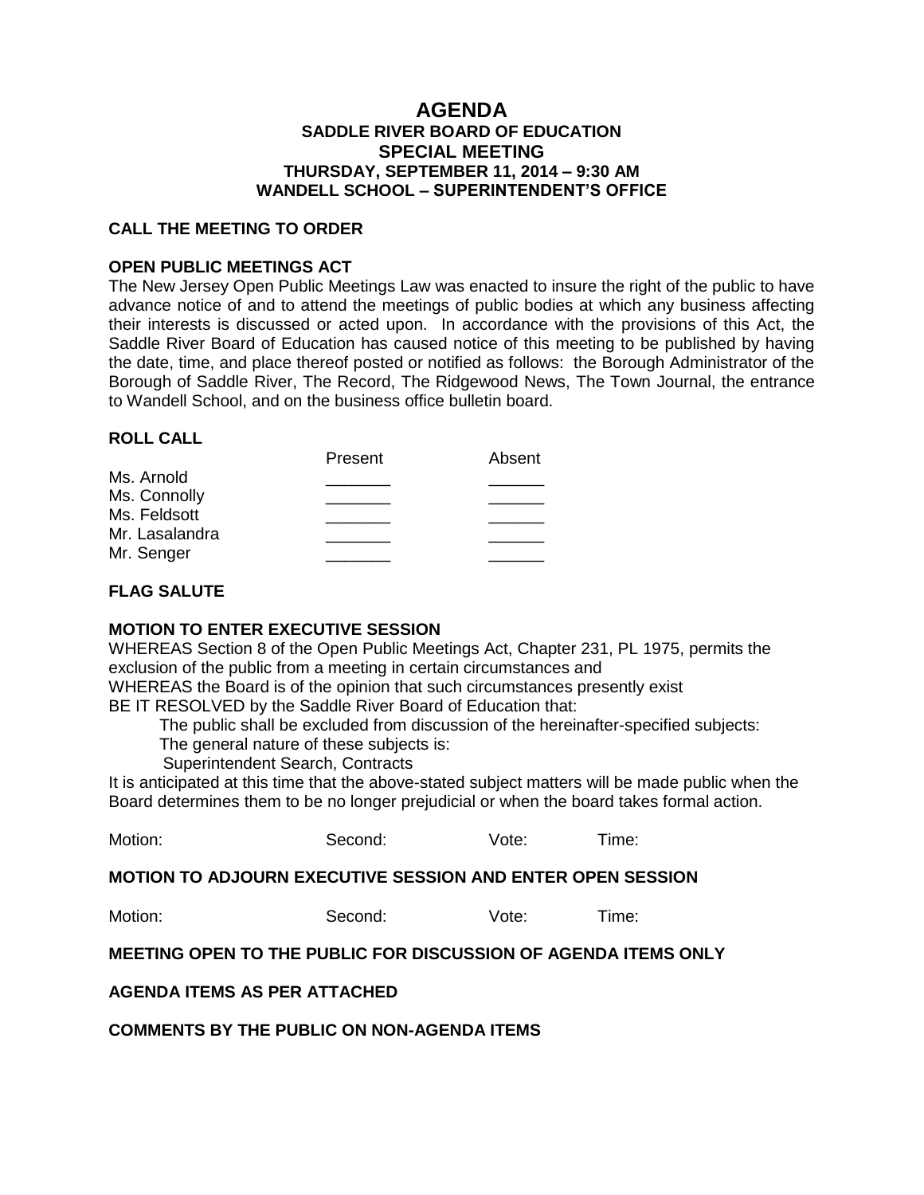# AGENDA

## SADDLE RIVER BOARD OF EDUCATION
## SPECIAL MEETING
### THURSDAY, SEPTEMBER 11, 2014 – 9:30 AM
### WANDELL SCHOOL – SUPERINTENDENT'S OFFICE

**CALL THE MEETING TO ORDER**

**OPEN PUBLIC MEETINGS ACT**

The New Jersey Open Public Meetings Law was enacted to insure the right of the public to have advance notice of and to attend the meetings of public bodies at which any business affecting their interests is discussed or acted upon. In accordance with the provisions of this Act, the Saddle River Board of Education has caused notice of this meeting to be published by having the date, time, and place thereof posted or notified as follows: the Borough Administrator of the Borough of Saddle River, The Record, The Ridgewood News, The Town Journal, the entrance to Wandell School, and on the business office bulletin board.

**ROLL CALL**

| | Present | Absent |
|---|---|---|
| Ms. Arnold | _______ | ______ |
| Ms. Connolly | _______ | ______ |
| Ms. Feldsott | _______ | ______ |
| Mr. Lasalandra | _______ | ______ |
| Mr. Senger | _______ | ______ |

**FLAG SALUTE**

**MOTION TO ENTER EXECUTIVE SESSION**

WHEREAS Section 8 of the Open Public Meetings Act, Chapter 231, PL 1975, permits the exclusion of the public from a meeting in certain circumstances and

WHEREAS the Board is of the opinion that such circumstances presently exist

BE IT RESOLVED by the Saddle River Board of Education that:

The public shall be excluded from discussion of the hereinafter-specified subjects:

The general nature of these subjects is:

Superintendent Search, Contracts

It is anticipated at this time that the above-stated subject matters will be made public when the Board determines them to be no longer prejudicial or when the board takes formal action.

Motion: Second: Vote: Time:

**MOTION TO ADJOURN EXECUTIVE SESSION AND ENTER OPEN SESSION**

Motion: Second: Vote: Time:

**MEETING OPEN TO THE PUBLIC FOR DISCUSSION OF AGENDA ITEMS ONLY**

**AGENDA ITEMS AS PER ATTACHED**

**COMMENTS BY THE PUBLIC ON NON-AGENDA ITEMS**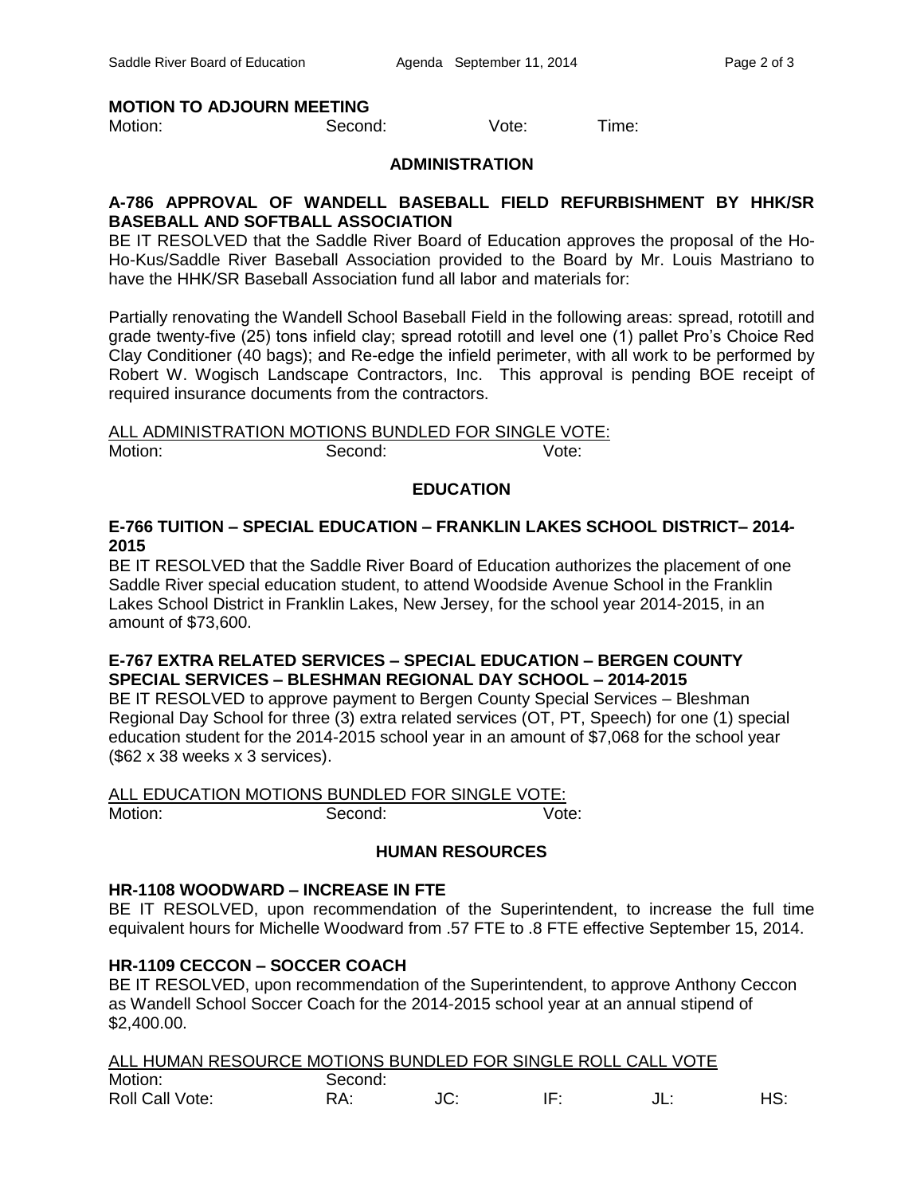**MOTION TO ADJOURN MEETING**

Motion: Second: Vote: Time:

## ADMINISTRATION

**A-786 APPROVAL OF WANDELL BASEBALL FIELD REFURBISHMENT BY HHK/SR BASEBALL AND SOFTBALL ASSOCIATION**

BE IT RESOLVED that the Saddle River Board of Education approves the proposal of the Ho-Ho-Kus/Saddle River Baseball Association provided to the Board by Mr. Louis Mastriano to have the HHK/SR Baseball Association fund all labor and materials for:

Partially renovating the Wandell School Baseball Field in the following areas: spread, rototill and grade twenty-five (25) tons infield clay; spread rototill and level one (1) pallet Pro's Choice Red Clay Conditioner (40 bags); and Re-edge the infield perimeter, with all work to be performed by Robert W. Wogisch Landscape Contractors, Inc. This approval is pending BOE receipt of required insurance documents from the contractors.

ALL ADMINISTRATION MOTIONS BUNDLED FOR SINGLE VOTE:

Motion: Second: Vote:

## EDUCATION

**E-766 TUITION – SPECIAL EDUCATION – FRANKLIN LAKES SCHOOL DISTRICT– 2014-2015**

BE IT RESOLVED that the Saddle River Board of Education authorizes the placement of one Saddle River special education student, to attend Woodside Avenue School in the Franklin Lakes School District in Franklin Lakes, New Jersey, for the school year 2014-2015, in an amount of $73,600.

**E-767 EXTRA RELATED SERVICES – SPECIAL EDUCATION – BERGEN COUNTY SPECIAL SERVICES – BLESHMAN REGIONAL DAY SCHOOL – 2014-2015**

BE IT RESOLVED to approve payment to Bergen County Special Services – Bleshman Regional Day School for three (3) extra related services (OT, PT, Speech) for one (1) special education student for the 2014-2015 school year in an amount of $7,068 for the school year ($62 x 38 weeks x 3 services).

ALL EDUCATION MOTIONS BUNDLED FOR SINGLE VOTE:

Motion: Second: Vote:

## HUMAN RESOURCES

**HR-1108 WOODWARD – INCREASE IN FTE**

BE IT RESOLVED, upon recommendation of the Superintendent, to increase the full time equivalent hours for Michelle Woodward from .57 FTE to .8 FTE effective September 15, 2014.

**HR-1109 CECCON – SOCCER COACH**

BE IT RESOLVED, upon recommendation of the Superintendent, to approve Anthony Ceccon as Wandell School Soccer Coach for the 2014-2015 school year at an annual stipend of $2,400.00.

ALL HUMAN RESOURCE MOTIONS BUNDLED FOR SINGLE ROLL CALL VOTE

Motion: Second:

Roll Call Vote: RA: JC: IF: JL: HS: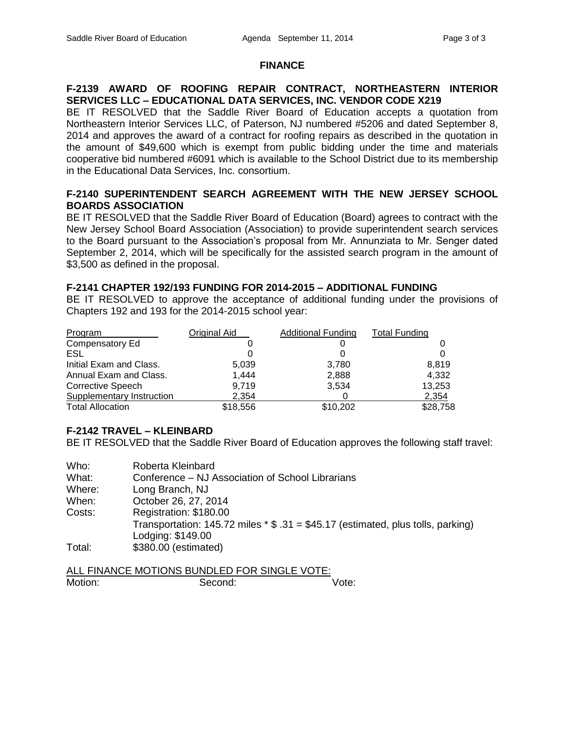## FINANCE

### F-2139 AWARD OF ROOFING REPAIR CONTRACT, NORTHEASTERN INTERIOR SERVICES LLC – EDUCATIONAL DATA SERVICES, INC. VENDOR CODE X219

BE IT RESOLVED that the Saddle River Board of Education accepts a quotation from Northeastern Interior Services LLC, of Paterson, NJ numbered #5206 and dated September 8, 2014 and approves the award of a contract for roofing repairs as described in the quotation in the amount of $49,600 which is exempt from public bidding under the time and materials cooperative bid numbered #6091 which is available to the School District due to its membership in the Educational Data Services, Inc. consortium.

### F-2140 SUPERINTENDENT SEARCH AGREEMENT WITH THE NEW JERSEY SCHOOL BOARDS ASSOCIATION

BE IT RESOLVED that the Saddle River Board of Education (Board) agrees to contract with the New Jersey School Board Association (Association) to provide superintendent search services to the Board pursuant to the Association's proposal from Mr. Annunziata to Mr. Senger dated September 2, 2014, which will be specifically for the assisted search program in the amount of $3,500 as defined in the proposal.

### F-2141 CHAPTER 192/193 FUNDING FOR 2014-2015 – ADDITIONAL FUNDING

BE IT RESOLVED to approve the acceptance of additional funding under the provisions of Chapters 192 and 193 for the 2014-2015 school year:

| Program | Original Aid | Additional Funding | Total Funding |
|---|---|---|---|
| Compensatory Ed | 0 | 0 | 0 |
| ESL | 0 | 0 | 0 |
| Initial Exam and Class. | 5,039 | 3,780 | 8,819 |
| Annual Exam and Class. | 1,444 | 2,888 | 4,332 |
| Corrective Speech | 9,719 | 3,534 | 13,253 |
| Supplementary Instruction | 2,354 | 0 | 2,354 |
| Total Allocation | $18,556 | $10,202 | $28,758 |

### F-2142 TRAVEL – KLEINBARD

BE IT RESOLVED that the Saddle River Board of Education approves the following staff travel:

| | |
|---|---|
| Who: | Roberta Kleinbard |
| What: | Conference – NJ Association of School Librarians |
| Where: | Long Branch, NJ |
| When: | October 26, 27, 2014 |
| Costs: | Registration: $180.00 |
| | Transportation: 145.72 miles * $ .31 = $45.17 (estimated, plus tolls, parking) |
| | Lodging: $149.00 |
| Total: | $380.00 (estimated) |

ALL FINANCE MOTIONS BUNDLED FOR SINGLE VOTE:

Motion: Second: Vote: